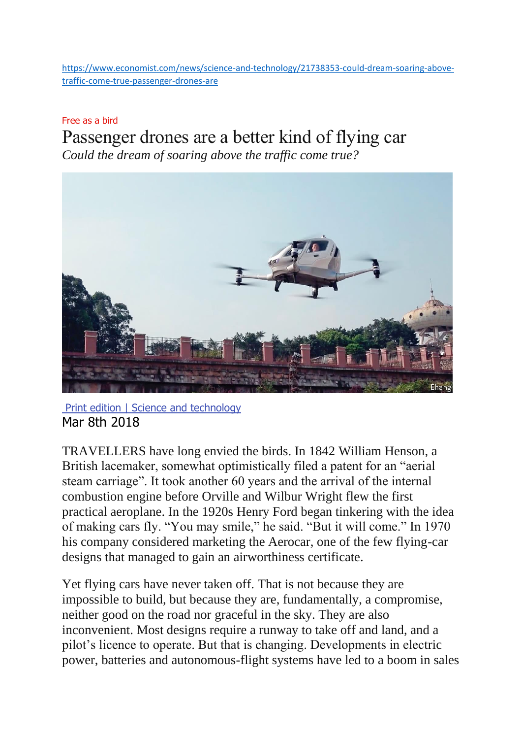https://www.economist.com/news/science-and-technology/21738353-could-dream-soaring-above-traffic-come-true-passenger-drones-are

Free as a bird

# Passenger drones are a better kind of flying car

*Could the dream of soaring above the traffic come true?*

Ehang

Print edition | Science and technology

Mar 8th 2018

TRAVELLERS have long envied the birds. In 1842 William Henson, a British lacemaker, somewhat optimistically filed a patent for an "aerial steam carriage". It took another 60 years and the arrival of the internal combustion engine before Orville and Wilbur Wright flew the first practical aeroplane. In the 1920s Henry Ford began tinkering with the idea of making cars fly. "You may smile," he said. "But it will come." In 1970 his company considered marketing the Aerocar, one of the few flying-car designs that managed to gain an airworthiness certificate.

Yet flying cars have never taken off. That is not because they are impossible to build, but because they are, fundamentally, a compromise, neither good on the road nor graceful in the sky. They are also inconvenient. Most designs require a runway to take off and land, and a pilot's licence to operate. But that is changing. Developments in electric power, batteries and autonomous-flight systems have led to a boom in sales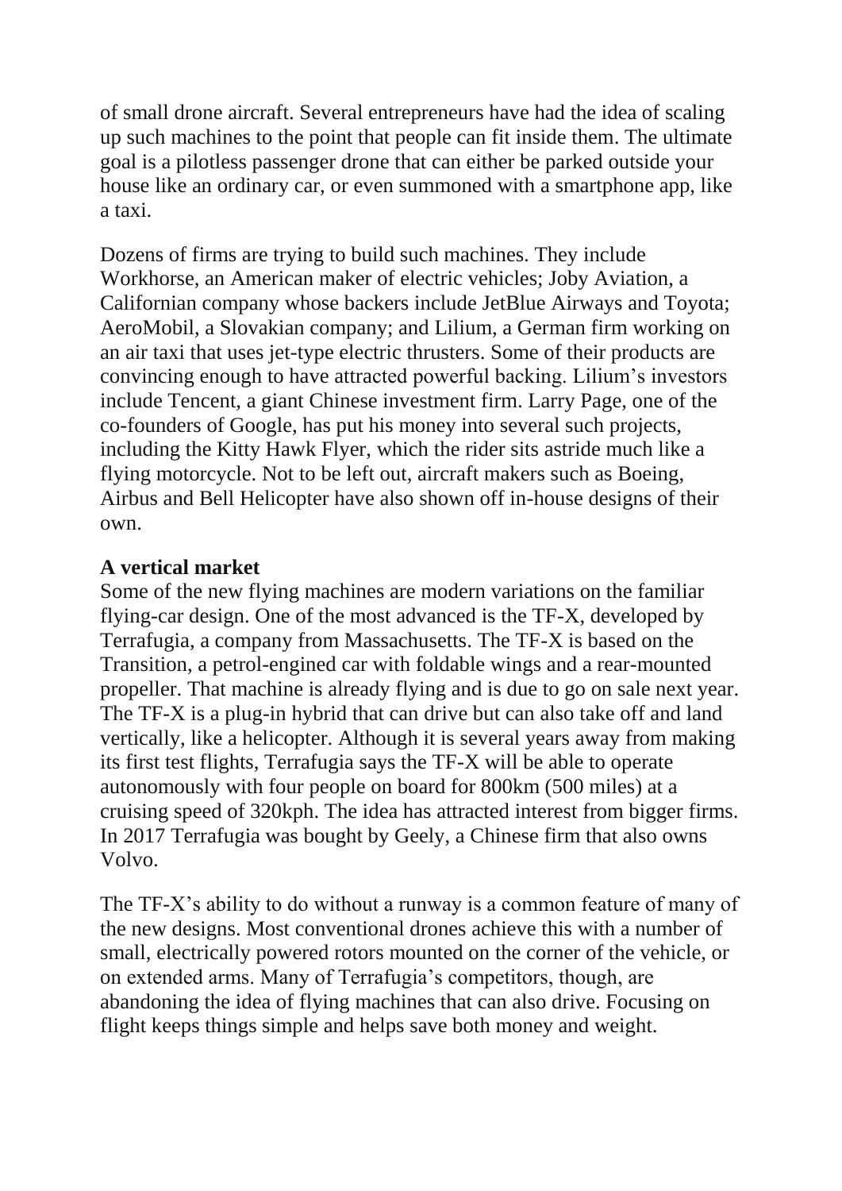of small drone aircraft. Several entrepreneurs have had the idea of scaling up such machines to the point that people can fit inside them. The ultimate goal is a pilotless passenger drone that can either be parked outside your house like an ordinary car, or even summoned with a smartphone app, like a taxi.

Dozens of firms are trying to build such machines. They include Workhorse, an American maker of electric vehicles; Joby Aviation, a Californian company whose backers include JetBlue Airways and Toyota; AeroMobil, a Slovakian company; and Lilium, a German firm working on an air taxi that uses jet-type electric thrusters. Some of their products are convincing enough to have attracted powerful backing. Lilium's investors include Tencent, a giant Chinese investment firm. Larry Page, one of the co-founders of Google, has put his money into several such projects, including the Kitty Hawk Flyer, which the rider sits astride much like a flying motorcycle. Not to be left out, aircraft makers such as Boeing, Airbus and Bell Helicopter have also shown off in-house designs of their own.

**A vertical market**

Some of the new flying machines are modern variations on the familiar flying-car design. One of the most advanced is the TF-X, developed by Terrafugia, a company from Massachusetts. The TF-X is based on the Transition, a petrol-engined car with foldable wings and a rear-mounted propeller. That machine is already flying and is due to go on sale next year. The TF-X is a plug-in hybrid that can drive but can also take off and land vertically, like a helicopter. Although it is several years away from making its first test flights, Terrafugia says the TF-X will be able to operate autonomously with four people on board for 800km (500 miles) at a cruising speed of 320kph. The idea has attracted interest from bigger firms. In 2017 Terrafugia was bought by Geely, a Chinese firm that also owns Volvo.

The TF-X's ability to do without a runway is a common feature of many of the new designs. Most conventional drones achieve this with a number of small, electrically powered rotors mounted on the corner of the vehicle, or on extended arms. Many of Terrafugia's competitors, though, are abandoning the idea of flying machines that can also drive. Focusing on flight keeps things simple and helps save both money and weight.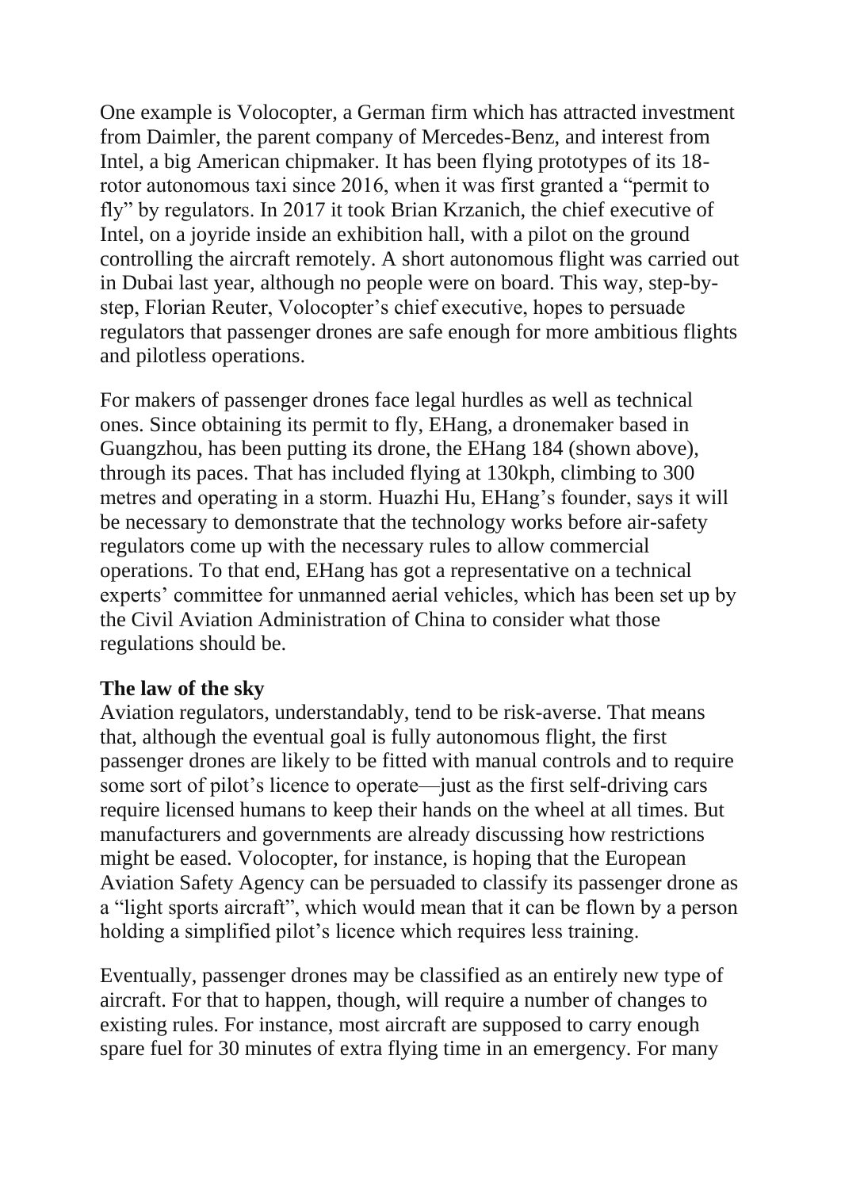One example is Volocopter, a German firm which has attracted investment from Daimler, the parent company of Mercedes-Benz, and interest from Intel, a big American chipmaker. It has been flying prototypes of its 18-rotor autonomous taxi since 2016, when it was first granted a "permit to fly" by regulators. In 2017 it took Brian Krzanich, the chief executive of Intel, on a joyride inside an exhibition hall, with a pilot on the ground controlling the aircraft remotely. A short autonomous flight was carried out in Dubai last year, although no people were on board. This way, step-by-step, Florian Reuter, Volocopter's chief executive, hopes to persuade regulators that passenger drones are safe enough for more ambitious flights and pilotless operations.

For makers of passenger drones face legal hurdles as well as technical ones. Since obtaining its permit to fly, EHang, a dronemaker based in Guangzhou, has been putting its drone, the EHang 184 (shown above), through its paces. That has included flying at 130kph, climbing to 300 metres and operating in a storm. Huazhi Hu, EHang's founder, says it will be necessary to demonstrate that the technology works before air-safety regulators come up with the necessary rules to allow commercial operations. To that end, EHang has got a representative on a technical experts' committee for unmanned aerial vehicles, which has been set up by the Civil Aviation Administration of China to consider what those regulations should be.

**The law of the sky**

Aviation regulators, understandably, tend to be risk-averse. That means that, although the eventual goal is fully autonomous flight, the first passenger drones are likely to be fitted with manual controls and to require some sort of pilot's licence to operate—just as the first self-driving cars require licensed humans to keep their hands on the wheel at all times. But manufacturers and governments are already discussing how restrictions might be eased. Volocopter, for instance, is hoping that the European Aviation Safety Agency can be persuaded to classify its passenger drone as a "light sports aircraft", which would mean that it can be flown by a person holding a simplified pilot's licence which requires less training.

Eventually, passenger drones may be classified as an entirely new type of aircraft. For that to happen, though, will require a number of changes to existing rules. For instance, most aircraft are supposed to carry enough spare fuel for 30 minutes of extra flying time in an emergency. For many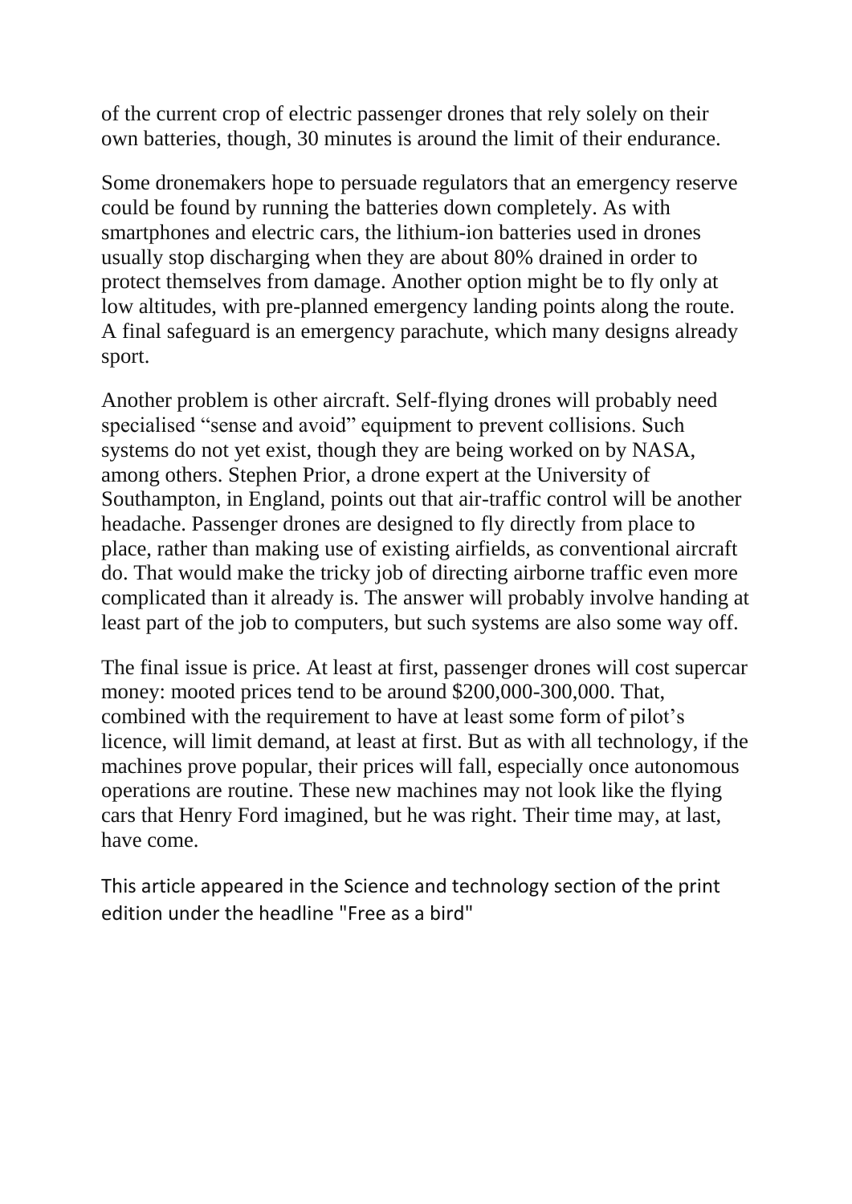of the current crop of electric passenger drones that rely solely on their own batteries, though, 30 minutes is around the limit of their endurance.

Some dronemakers hope to persuade regulators that an emergency reserve could be found by running the batteries down completely. As with smartphones and electric cars, the lithium-ion batteries used in drones usually stop discharging when they are about 80% drained in order to protect themselves from damage. Another option might be to fly only at low altitudes, with pre-planned emergency landing points along the route. A final safeguard is an emergency parachute, which many designs already sport.

Another problem is other aircraft. Self-flying drones will probably need specialised "sense and avoid" equipment to prevent collisions. Such systems do not yet exist, though they are being worked on by NASA, among others. Stephen Prior, a drone expert at the University of Southampton, in England, points out that air-traffic control will be another headache. Passenger drones are designed to fly directly from place to place, rather than making use of existing airfields, as conventional aircraft do. That would make the tricky job of directing airborne traffic even more complicated than it already is. The answer will probably involve handing at least part of the job to computers, but such systems are also some way off.

The final issue is price. At least at first, passenger drones will cost supercar money: mooted prices tend to be around $200,000-300,000. That, combined with the requirement to have at least some form of pilot's licence, will limit demand, at least at first. But as with all technology, if the machines prove popular, their prices will fall, especially once autonomous operations are routine. These new machines may not look like the flying cars that Henry Ford imagined, but he was right. Their time may, at last, have come.

This article appeared in the Science and technology section of the print edition under the headline "Free as a bird"